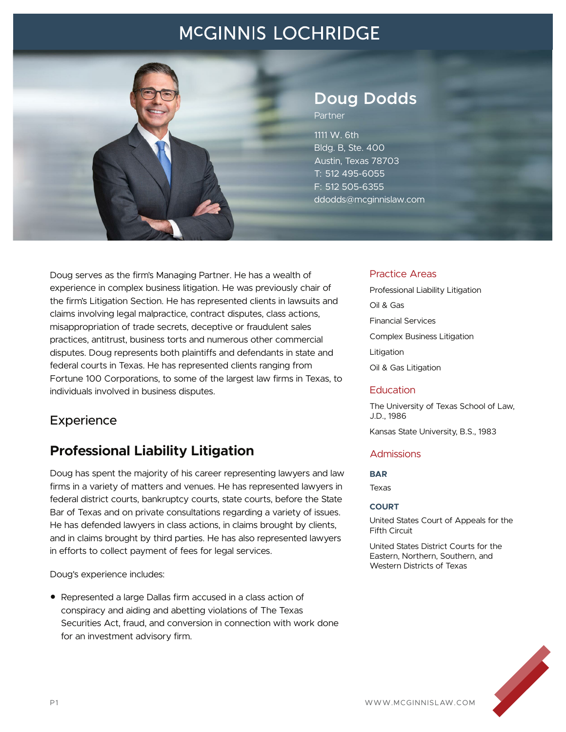# McGINNIS LOCHRIDGE

## Doug Dodds

Partner

1111 W. 6th
Bldg. B, Ste. 400
Austin, Texas 78703
T: 512 495-6055
F: 512 505-6355
ddodds@mcginnislaw.com

Doug serves as the firm's Managing Partner. He has a wealth of experience in complex business litigation. He was previously chair of the firm's Litigation Section. He has represented clients in lawsuits and claims involving legal malpractice, contract disputes, class actions, misappropriation of trade secrets, deceptive or fraudulent sales practices, antitrust, business torts and numerous other commercial disputes. Doug represents both plaintiffs and defendants in state and federal courts in Texas. He has represented clients ranging from Fortune 100 Corporations, to some of the largest law firms in Texas, to individuals involved in business disputes.

## Experience

### Professional Liability Litigation

Doug has spent the majority of his career representing lawyers and law firms in a variety of matters and venues. He has represented lawyers in federal district courts, bankruptcy courts, state courts, before the State Bar of Texas and on private consultations regarding a variety of issues. He has defended lawyers in class actions, in claims brought by clients, and in claims brought by third parties. He has also represented lawyers in efforts to collect payment of fees for legal services.

Doug's experience includes:

- Represented a large Dallas firm accused in a class action of conspiracy and aiding and abetting violations of The Texas Securities Act, fraud, and conversion in connection with work done for an investment advisory firm.

## Practice Areas

Professional Liability Litigation

Oil & Gas

Financial Services

Complex Business Litigation

Litigation

Oil & Gas Litigation

## Education

The University of Texas School of Law, J.D., 1986

Kansas State University, B.S., 1983

## Admissions

**BAR**

Texas

**COURT**

United States Court of Appeals for the Fifth Circuit

United States District Courts for the Eastern, Northern, Southern, and Western Districts of Texas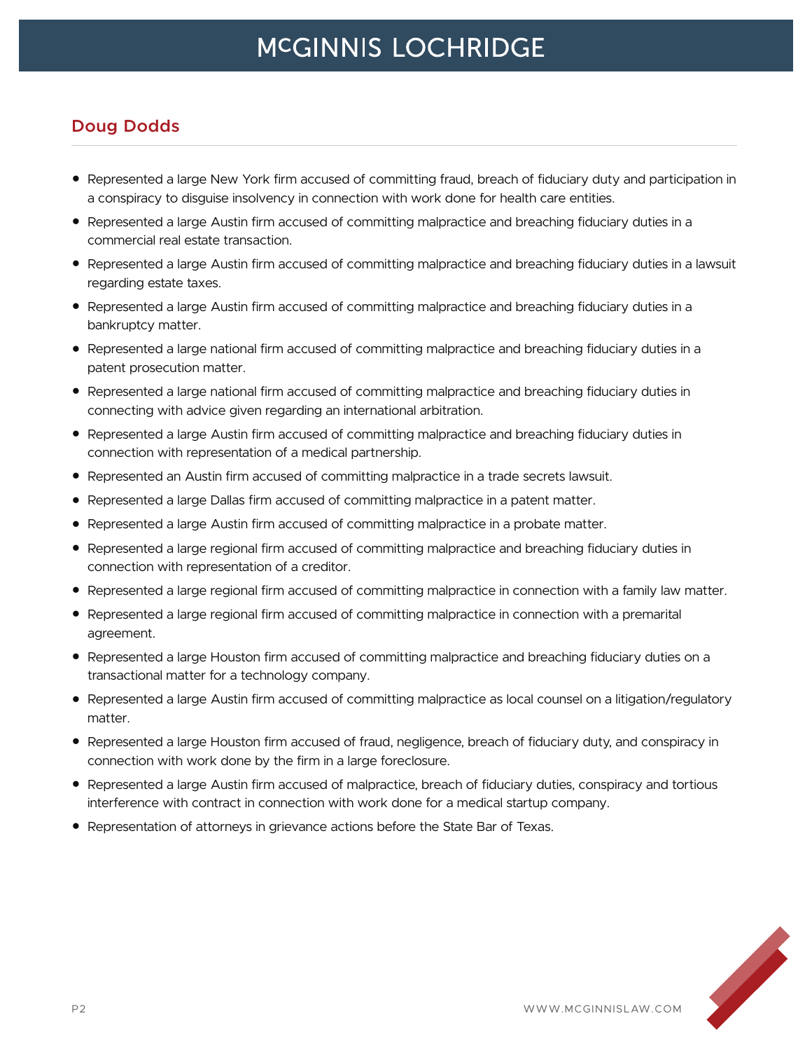## Doug Dodds

- Represented a large New York firm accused of committing fraud, breach of fiduciary duty and participation in a conspiracy to disguise insolvency in connection with work done for health care entities.
- Represented a large Austin firm accused of committing malpractice and breaching fiduciary duties in a commercial real estate transaction.
- Represented a large Austin firm accused of committing malpractice and breaching fiduciary duties in a lawsuit regarding estate taxes.
- Represented a large Austin firm accused of committing malpractice and breaching fiduciary duties in a bankruptcy matter.
- Represented a large national firm accused of committing malpractice and breaching fiduciary duties in a patent prosecution matter.
- Represented a large national firm accused of committing malpractice and breaching fiduciary duties in connecting with advice given regarding an international arbitration.
- Represented a large Austin firm accused of committing malpractice and breaching fiduciary duties in connection with representation of a medical partnership.
- Represented an Austin firm accused of committing malpractice in a trade secrets lawsuit.
- Represented a large Dallas firm accused of committing malpractice in a patent matter.
- Represented a large Austin firm accused of committing malpractice in a probate matter.
- Represented a large regional firm accused of committing malpractice and breaching fiduciary duties in connection with representation of a creditor.
- Represented a large regional firm accused of committing malpractice in connection with a family law matter.
- Represented a large regional firm accused of committing malpractice in connection with a premarital agreement.
- Represented a large Houston firm accused of committing malpractice and breaching fiduciary duties on a transactional matter for a technology company.
- Represented a large Austin firm accused of committing malpractice as local counsel on a litigation/regulatory matter.
- Represented a large Houston firm accused of fraud, negligence, breach of fiduciary duty, and conspiracy in connection with work done by the firm in a large foreclosure.
- Represented a large Austin firm accused of malpractice, breach of fiduciary duties, conspiracy and tortious interference with contract in connection with work done for a medical startup company.
- Representation of attorneys in grievance actions before the State Bar of Texas.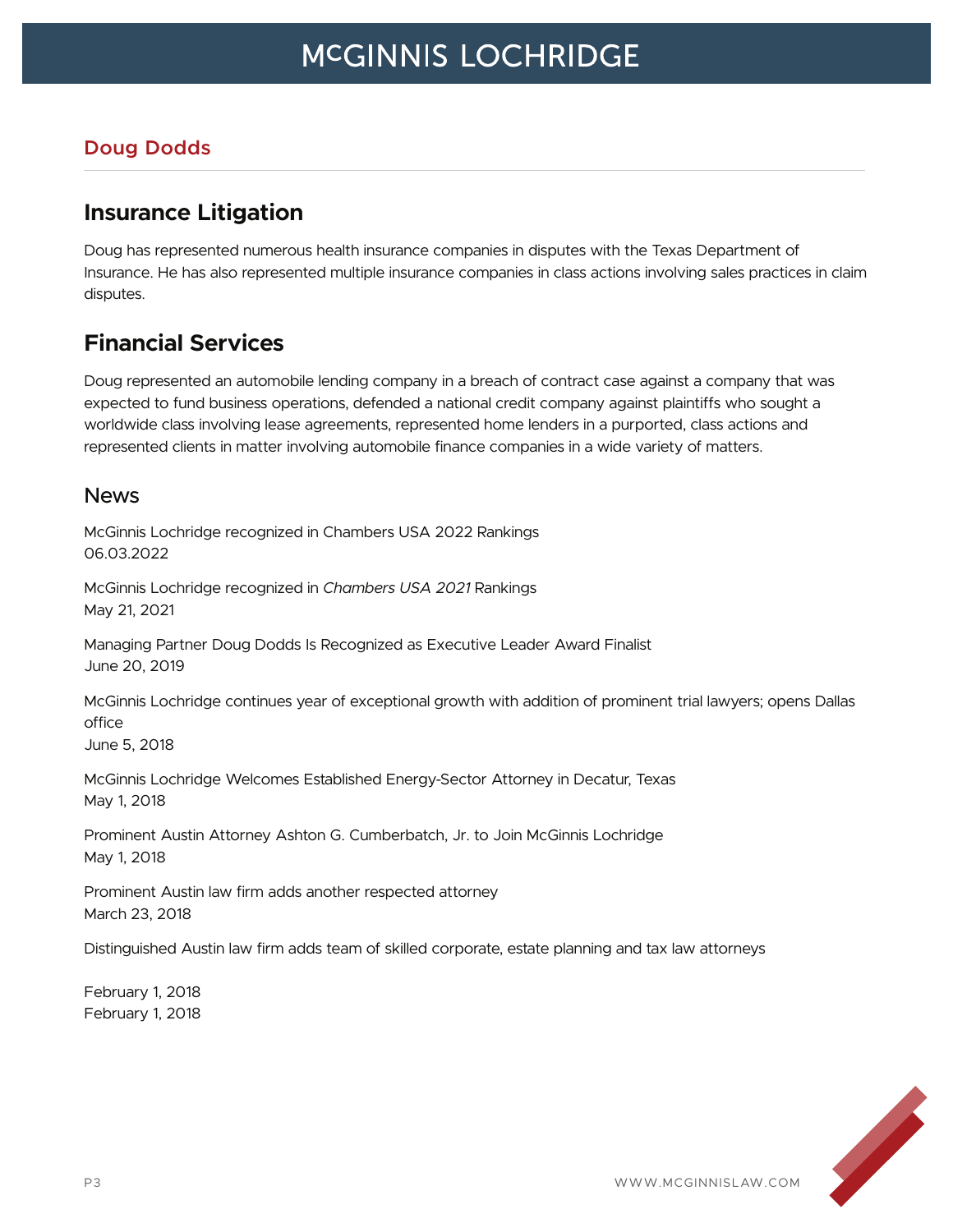## Doug Dodds

## Insurance Litigation

Doug has represented numerous health insurance companies in disputes with the Texas Department of Insurance. He has also represented multiple insurance companies in class actions involving sales practices in claim disputes.

## Financial Services

Doug represented an automobile lending company in a breach of contract case against a company that was expected to fund business operations, defended a national credit company against plaintiffs who sought a worldwide class involving lease agreements, represented home lenders in a purported, class actions and represented clients in matter involving automobile finance companies in a wide variety of matters.

### News

McGinnis Lochridge recognized in Chambers USA 2022 Rankings
06.03.2022

McGinnis Lochridge recognized in *Chambers USA 2021* Rankings
May 21, 2021

Managing Partner Doug Dodds Is Recognized as Executive Leader Award Finalist
June 20, 2019

McGinnis Lochridge continues year of exceptional growth with addition of prominent trial lawyers; opens Dallas office
June 5, 2018

McGinnis Lochridge Welcomes Established Energy-Sector Attorney in Decatur, Texas
May 1, 2018

Prominent Austin Attorney Ashton G. Cumberbatch, Jr. to Join McGinnis Lochridge
May 1, 2018

Prominent Austin law firm adds another respected attorney
March 23, 2018

Distinguished Austin law firm adds team of skilled corporate, estate planning and tax law attorneys

February 1, 2018
February 1, 2018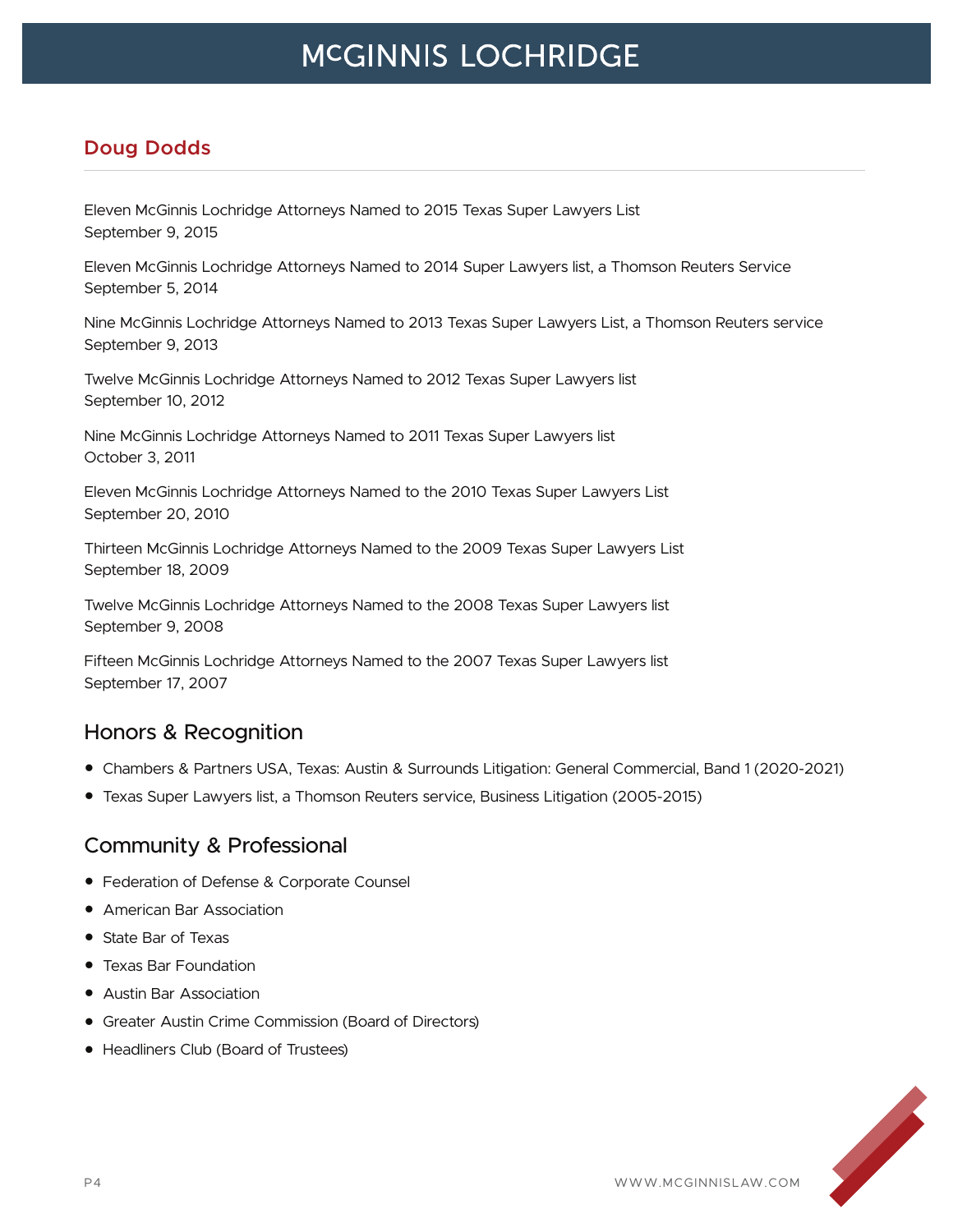## Doug Dodds

Eleven McGinnis Lochridge Attorneys Named to 2015 Texas Super Lawyers List
September 9, 2015

Eleven McGinnis Lochridge Attorneys Named to 2014 Super Lawyers list, a Thomson Reuters Service
September 5, 2014

Nine McGinnis Lochridge Attorneys Named to 2013 Texas Super Lawyers List, a Thomson Reuters service
September 9, 2013

Twelve McGinnis Lochridge Attorneys Named to 2012 Texas Super Lawyers list
September 10, 2012

Nine McGinnis Lochridge Attorneys Named to 2011 Texas Super Lawyers list
October 3, 2011

Eleven McGinnis Lochridge Attorneys Named to the 2010 Texas Super Lawyers List
September 20, 2010

Thirteen McGinnis Lochridge Attorneys Named to the 2009 Texas Super Lawyers List
September 18, 2009

Twelve McGinnis Lochridge Attorneys Named to the 2008 Texas Super Lawyers list
September 9, 2008

Fifteen McGinnis Lochridge Attorneys Named to the 2007 Texas Super Lawyers list
September 17, 2007

## Honors & Recognition

- Chambers & Partners USA, Texas: Austin & Surrounds Litigation: General Commercial, Band 1 (2020-2021)
- Texas Super Lawyers list, a Thomson Reuters service, Business Litigation (2005-2015)

## Community & Professional

- Federation of Defense & Corporate Counsel
- American Bar Association
- State Bar of Texas
- Texas Bar Foundation
- Austin Bar Association
- Greater Austin Crime Commission (Board of Directors)
- Headliners Club (Board of Trustees)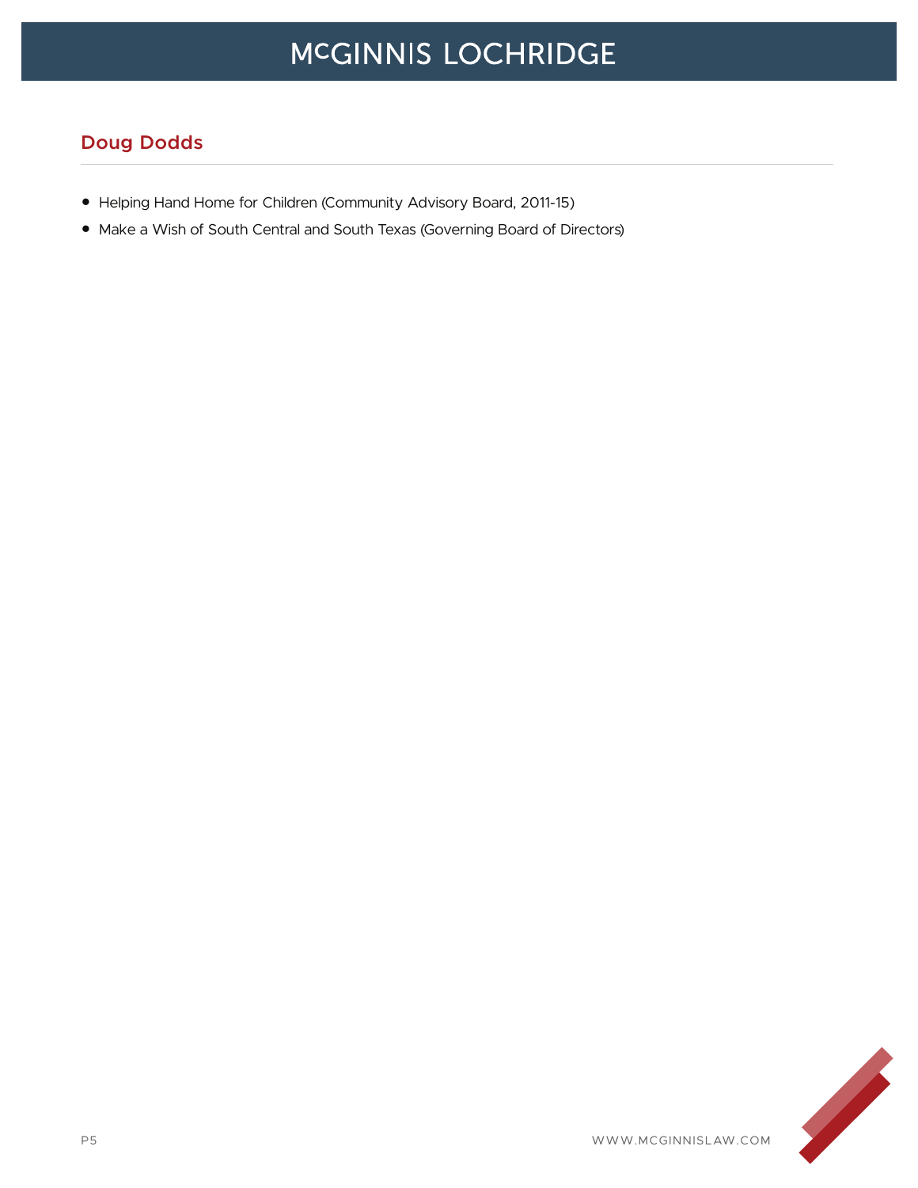## Doug Dodds

- Helping Hand Home for Children (Community Advisory Board, 2011-15)
- Make a Wish of South Central and South Texas (Governing Board of Directors)